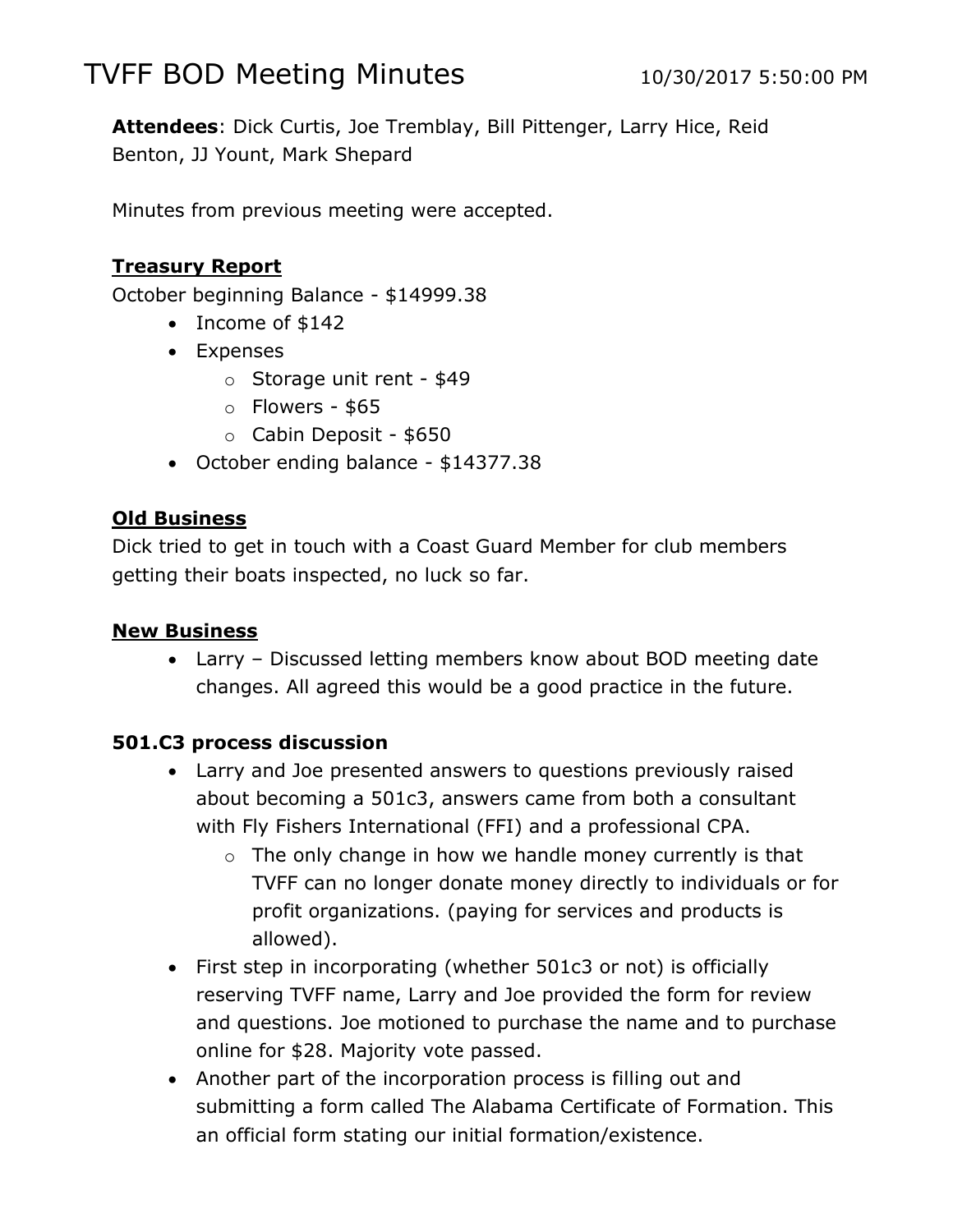# TVFF BOD Meeting Minutes

10/30/2017 5:50:00 PM

**Attendees**: Dick Curtis, Joe Tremblay, Bill Pittenger, Larry Hice, Reid Benton, JJ Yount, Mark Shepard

Minutes from previous meeting were accepted.

## Treasury Report

October beginning Balance - $14999.38

- Income of $142
- Expenses
  - Storage unit rent - $49
  - Flowers - $65
  - Cabin Deposit - $650
- October ending balance - $14377.38

## Old Business

Dick tried to get in touch with a Coast Guard Member for club members getting their boats inspected, no luck so far.

## New Business

- Larry – Discussed letting members know about BOD meeting date changes. All agreed this would be a good practice in the future.

### 501.C3 process discussion

- Larry and Joe presented answers to questions previously raised about becoming a 501c3, answers came from both a consultant with Fly Fishers International (FFI) and a professional CPA.
  - The only change in how we handle money currently is that TVFF can no longer donate money directly to individuals or for profit organizations. (paying for services and products is allowed).
- First step in incorporating (whether 501c3 or not) is officially reserving TVFF name, Larry and Joe provided the form for review and questions. Joe motioned to purchase the name and to purchase online for $28. Majority vote passed.
- Another part of the incorporation process is filling out and submitting a form called The Alabama Certificate of Formation. This an official form stating our initial formation/existence.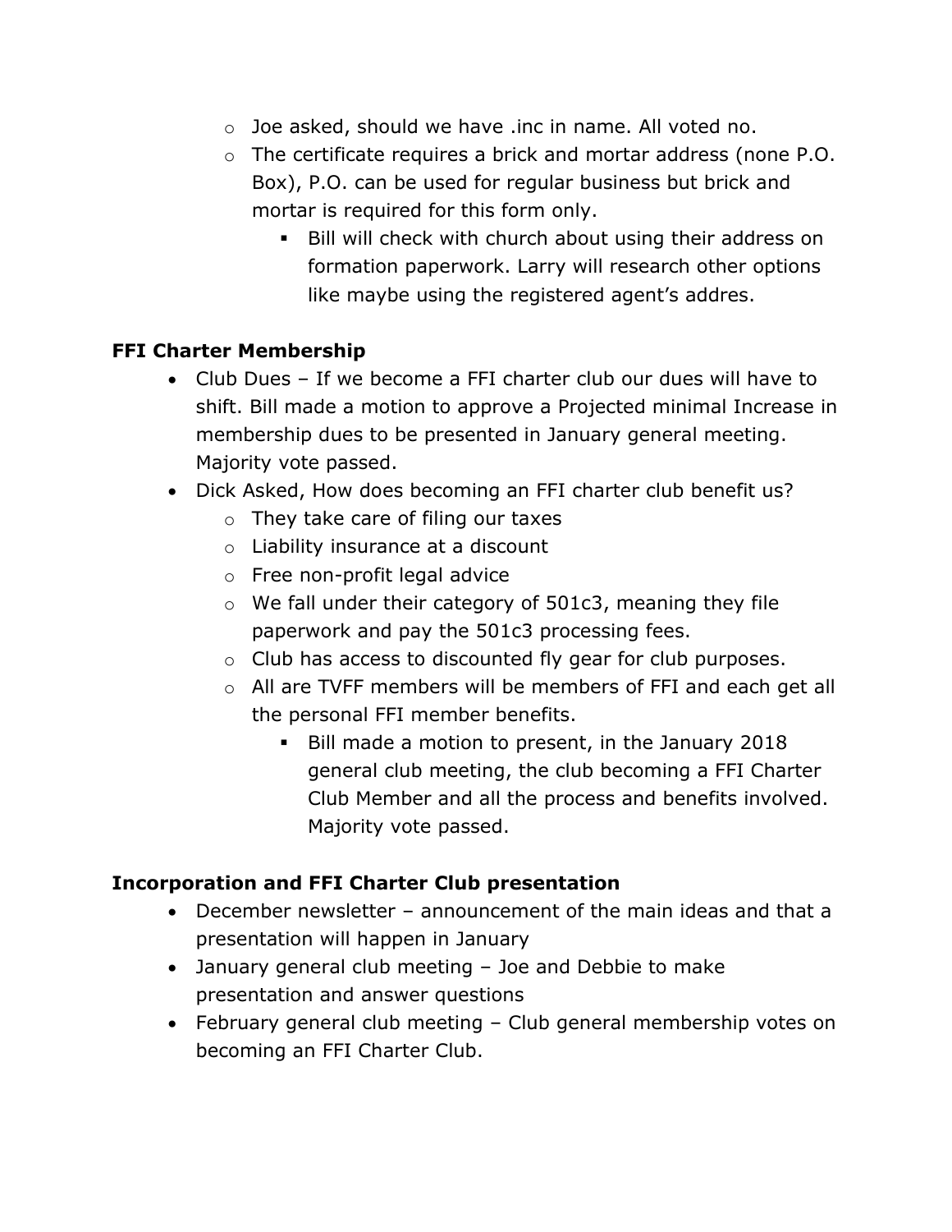- Joe asked, should we have .inc in name. All voted no.
  - The certificate requires a brick and mortar address (none P.O. Box), P.O. can be used for regular business but brick and mortar is required for this form only.
    - Bill will check with church about using their address on formation paperwork. Larry will research other options like maybe using the registered agent's addres.

**FFI Charter Membership**

- Club Dues – If we become a FFI charter club our dues will have to shift. Bill made a motion to approve a Projected minimal Increase in membership dues to be presented in January general meeting. Majority vote passed.
- Dick Asked, How does becoming an FFI charter club benefit us?
  - They take care of filing our taxes
  - Liability insurance at a discount
  - Free non-profit legal advice
  - We fall under their category of 501c3, meaning they file paperwork and pay the 501c3 processing fees.
  - Club has access to discounted fly gear for club purposes.
  - All are TVFF members will be members of FFI and each get all the personal FFI member benefits.
    - Bill made a motion to present, in the January 2018 general club meeting, the club becoming a FFI Charter Club Member and all the process and benefits involved. Majority vote passed.

**Incorporation and FFI Charter Club presentation**

- December newsletter – announcement of the main ideas and that a presentation will happen in January
- January general club meeting – Joe and Debbie to make presentation and answer questions
- February general club meeting – Club general membership votes on becoming an FFI Charter Club.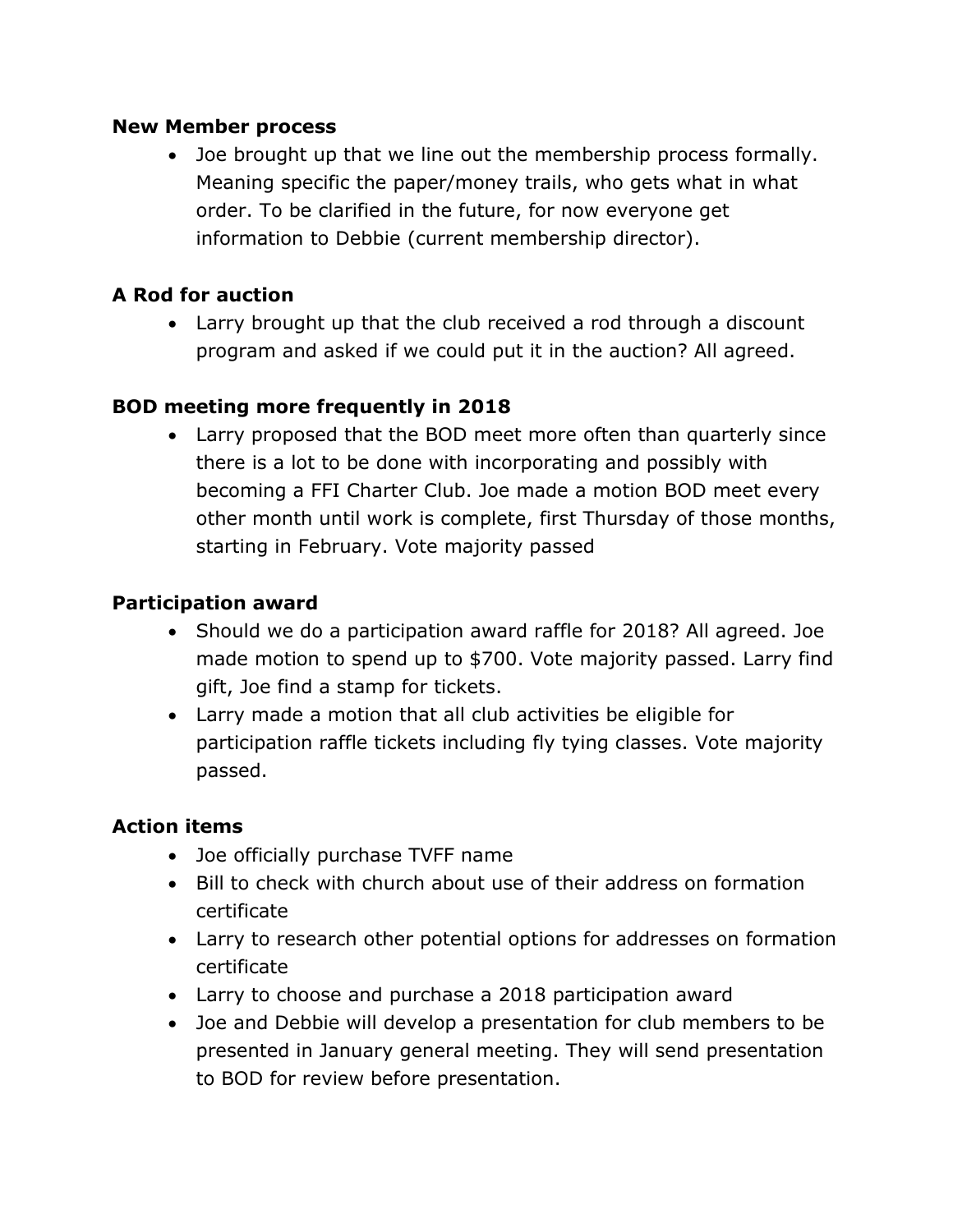**New Member process**

- Joe brought up that we line out the membership process formally. Meaning specific the paper/money trails, who gets what in what order. To be clarified in the future, for now everyone get information to Debbie (current membership director).

**A Rod for auction**

- Larry brought up that the club received a rod through a discount program and asked if we could put it in the auction? All agreed.

**BOD meeting more frequently in 2018**

- Larry proposed that the BOD meet more often than quarterly since there is a lot to be done with incorporating and possibly with becoming a FFI Charter Club. Joe made a motion BOD meet every other month until work is complete, first Thursday of those months, starting in February. Vote majority passed

**Participation award**

- Should we do a participation award raffle for 2018? All agreed. Joe made motion to spend up to $700. Vote majority passed. Larry find gift, Joe find a stamp for tickets.
- Larry made a motion that all club activities be eligible for participation raffle tickets including fly tying classes. Vote majority passed.

**Action items**

- Joe officially purchase TVFF name
- Bill to check with church about use of their address on formation certificate
- Larry to research other potential options for addresses on formation certificate
- Larry to choose and purchase a 2018 participation award
- Joe and Debbie will develop a presentation for club members to be presented in January general meeting. They will send presentation to BOD for review before presentation.